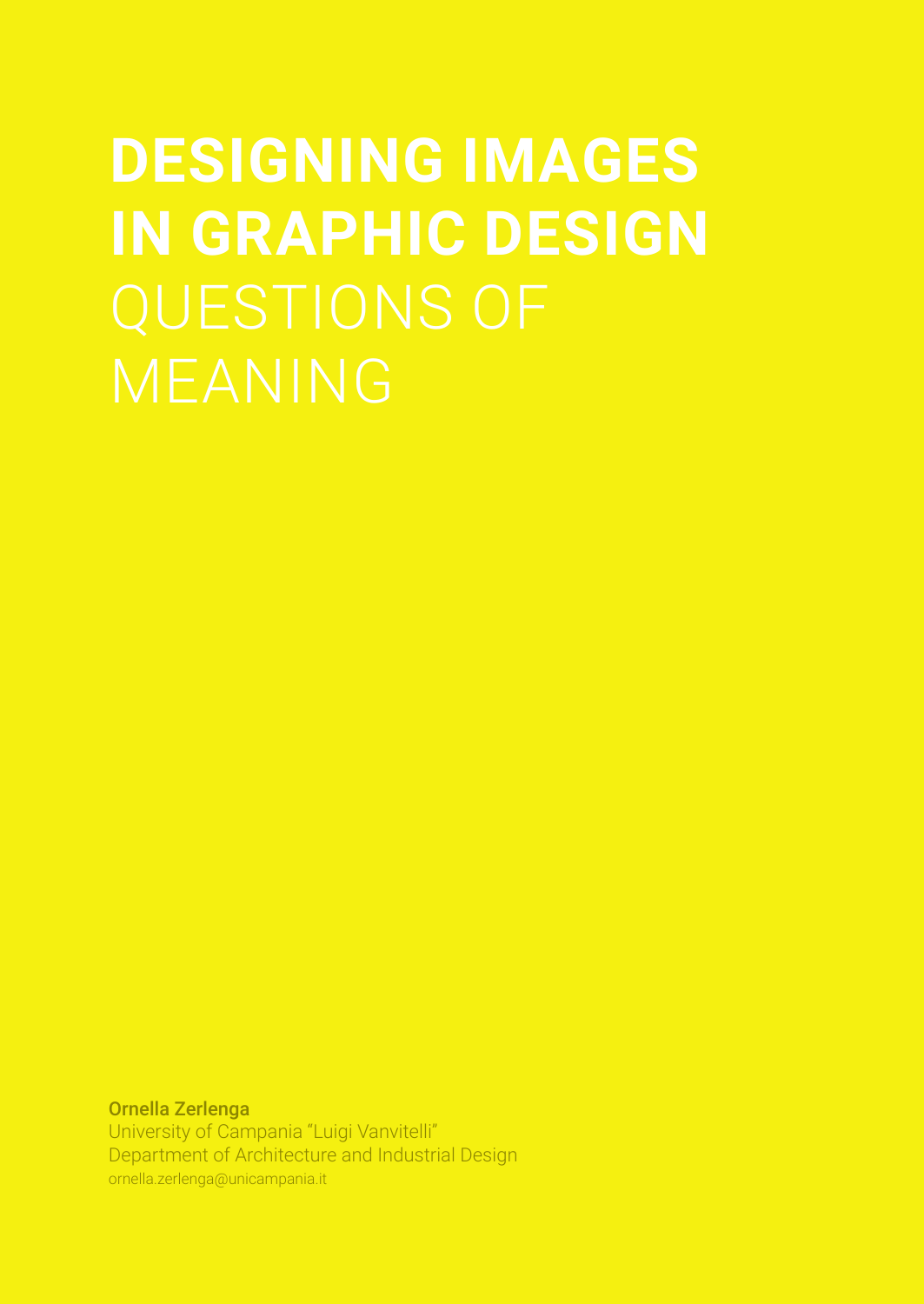# DESIGNING IMAGES IN GRAPHIC DESIGN QUESTIONS OF MEANING

**Ornella Zerlenga**
University of Campania "Luigi Vanvitelli"
Department of Architecture and Industrial Design
ornella.zerlenga@unicampania.it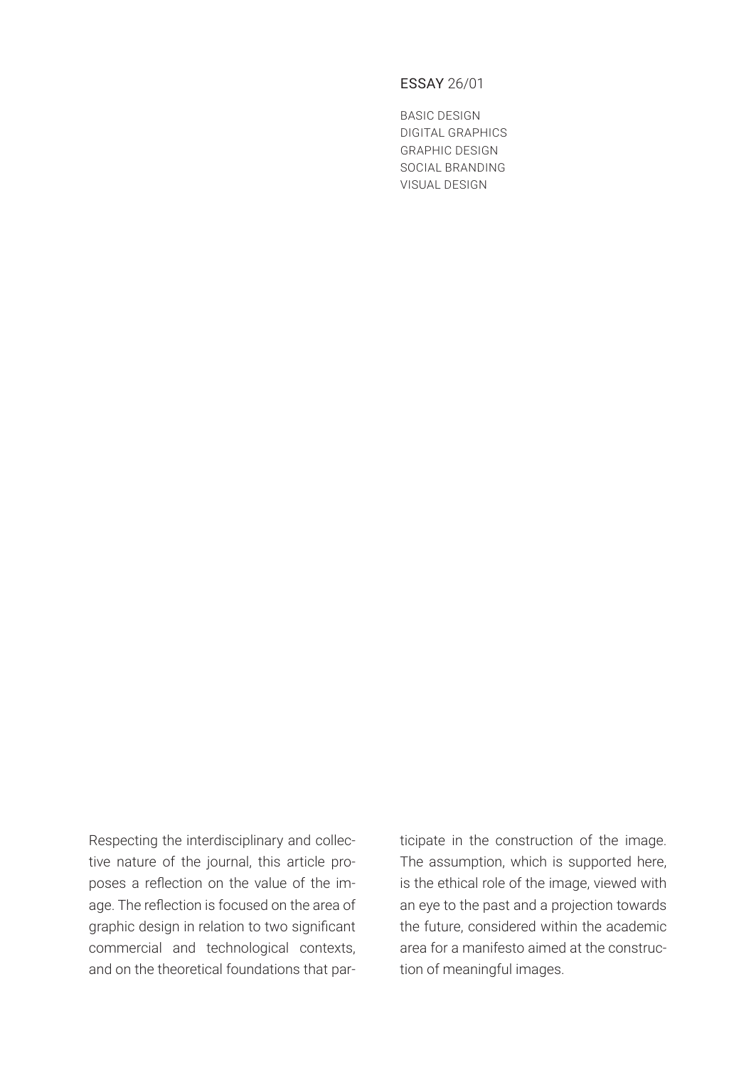ESSAY 26/01

BASIC DESIGN
DIGITAL GRAPHICS
GRAPHIC DESIGN
SOCIAL BRANDING
VISUAL DESIGN

Respecting the interdisciplinary and collective nature of the journal, this article proposes a reflection on the value of the image. The reflection is focused on the area of graphic design in relation to two significant commercial and technological contexts, and on the theoretical foundations that participate in the construction of the image. The assumption, which is supported here, is the ethical role of the image, viewed with an eye to the past and a projection towards the future, considered within the academic area for a manifesto aimed at the construction of meaningful images.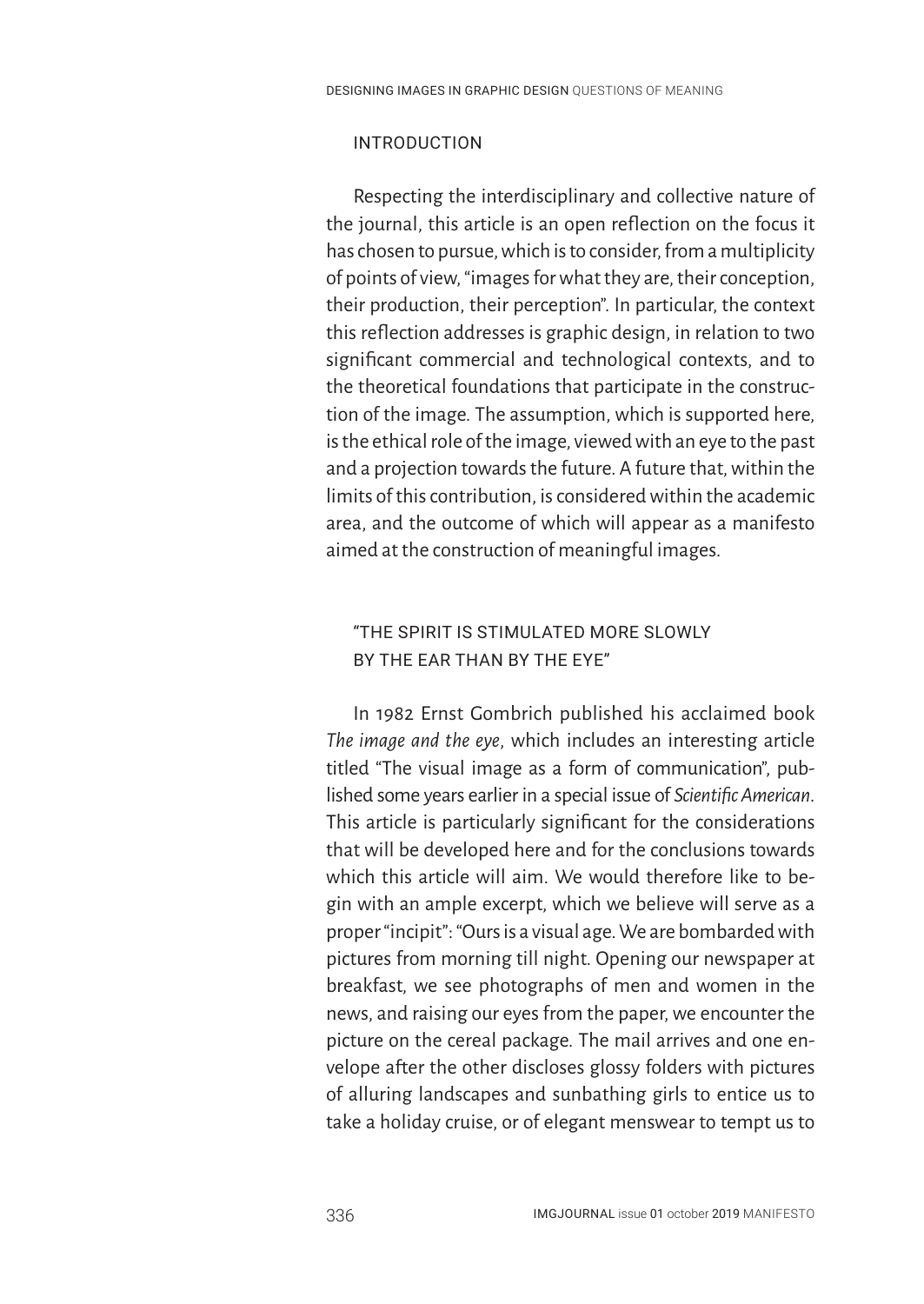## INTRODUCTION

Respecting the interdisciplinary and collective nature of the journal, this article is an open reflection on the focus it has chosen to pursue, which is to consider, from a multiplicity of points of view, "images for what they are, their conception, their production, their perception". In particular, the context this reflection addresses is graphic design, in relation to two significant commercial and technological contexts, and to the theoretical foundations that participate in the construction of the image. The assumption, which is supported here, is the ethical role of the image, viewed with an eye to the past and a projection towards the future. A future that, within the limits of this contribution, is considered within the academic area, and the outcome of which will appear as a manifesto aimed at the construction of meaningful images.

## "THE SPIRIT IS STIMULATED MORE SLOWLY BY THE EAR THAN BY THE EYE"

In 1982 Ernst Gombrich published his acclaimed book *The image and the eye*, which includes an interesting article titled "The visual image as a form of communication", published some years earlier in a special issue of *Scientific American*. This article is particularly significant for the considerations that will be developed here and for the conclusions towards which this article will aim. We would therefore like to begin with an ample excerpt, which we believe will serve as a proper "incipit": "Ours is a visual age. We are bombarded with pictures from morning till night. Opening our newspaper at breakfast, we see photographs of men and women in the news, and raising our eyes from the paper, we encounter the picture on the cereal package. The mail arrives and one envelope after the other discloses glossy folders with pictures of alluring landscapes and sunbathing girls to entice us to take a holiday cruise, or of elegant menswear to tempt us to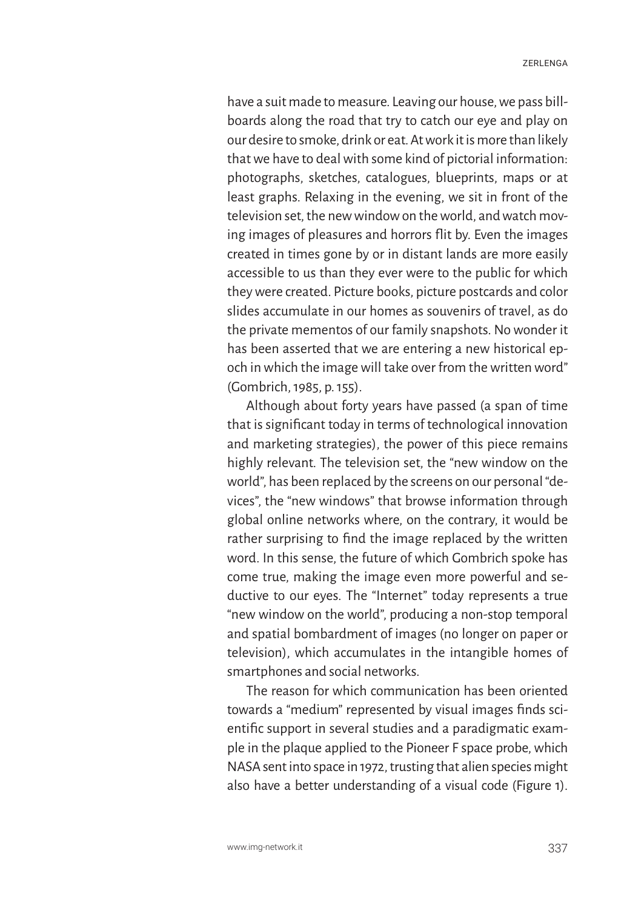have a suit made to measure. Leaving our house, we pass billboards along the road that try to catch our eye and play on our desire to smoke, drink or eat. At work it is more than likely that we have to deal with some kind of pictorial information: photographs, sketches, catalogues, blueprints, maps or at least graphs. Relaxing in the evening, we sit in front of the television set, the new window on the world, and watch moving images of pleasures and horrors flit by. Even the images created in times gone by or in distant lands are more easily accessible to us than they ever were to the public for which they were created. Picture books, picture postcards and color slides accumulate in our homes as souvenirs of travel, as do the private mementos of our family snapshots. No wonder it has been asserted that we are entering a new historical epoch in which the image will take over from the written word" (Gombrich, 1985, p. 155).

Although about forty years have passed (a span of time that is significant today in terms of technological innovation and marketing strategies), the power of this piece remains highly relevant. The television set, the "new window on the world", has been replaced by the screens on our personal "devices", the "new windows" that browse information through global online networks where, on the contrary, it would be rather surprising to find the image replaced by the written word. In this sense, the future of which Gombrich spoke has come true, making the image even more powerful and seductive to our eyes. The "Internet" today represents a true "new window on the world", producing a non-stop temporal and spatial bombardment of images (no longer on paper or television), which accumulates in the intangible homes of smartphones and social networks.

The reason for which communication has been oriented towards a "medium" represented by visual images finds scientific support in several studies and a paradigmatic example in the plaque applied to the Pioneer F space probe, which NASA sent into space in 1972, trusting that alien species might also have a better understanding of a visual code (Figure 1).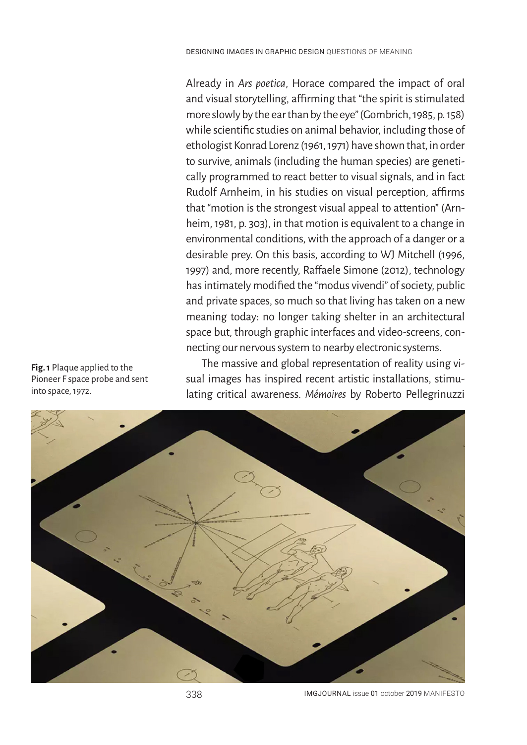Already in *Ars poetica*, Horace compared the impact of oral and visual storytelling, affirming that "the spirit is stimulated more slowly by the ear than by the eye" (Gombrich, 1985, p. 158) while scientific studies on animal behavior, including those of ethologist Konrad Lorenz (1961, 1971) have shown that, in order to survive, animals (including the human species) are genetically programmed to react better to visual signals, and in fact Rudolf Arnheim, in his studies on visual perception, affirms that "motion is the strongest visual appeal to attention" (Arnheim, 1981, p. 303), in that motion is equivalent to a change in environmental conditions, with the approach of a danger or a desirable prey. On this basis, according to WJ Mitchell (1996, 1997) and, more recently, Raffaele Simone (2012), technology has intimately modified the "modus vivendi" of society, public and private spaces, so much so that living has taken on a new meaning today: no longer taking shelter in an architectural space but, through graphic interfaces and video-screens, connecting our nervous system to nearby electronic systems.

The massive and global representation of reality using visual images has inspired recent artistic installations, stimulating critical awareness. *Mémoires* by Roberto Pellegrinuzzi

**Fig. 1** Plaque applied to the Pioneer F space probe and sent into space, 1972.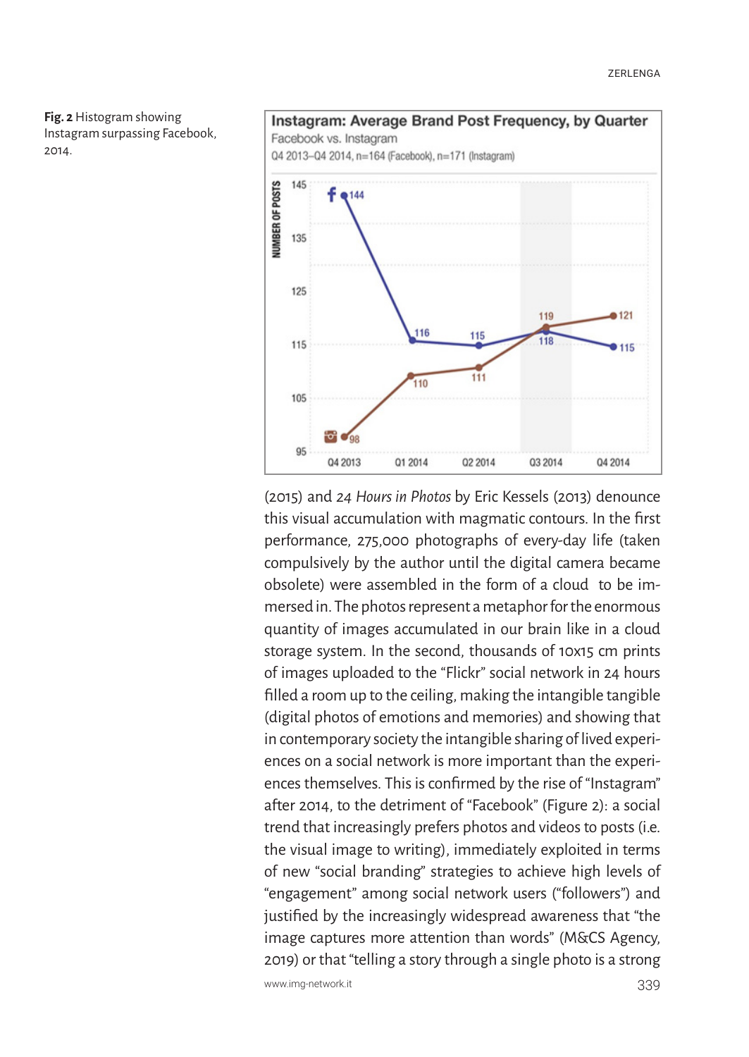**Fig. 2** Histogram showing Instagram surpassing Facebook, 2014.

(2015) and *24 Hours in Photos* by Eric Kessels (2013) denounce this visual accumulation with magmatic contours. In the first performance, 275,000 photographs of every-day life (taken compulsively by the author until the digital camera became obsolete) were assembled in the form of a cloud  to be immersed in. The photos represent a metaphor for the enormous quantity of images accumulated in our brain like in a cloud storage system. In the second, thousands of 10x15 cm prints of images uploaded to the "Flickr" social network in 24 hours filled a room up to the ceiling, making the intangible tangible (digital photos of emotions and memories) and showing that in contemporary society the intangible sharing of lived experiences on a social network is more important than the experiences themselves. This is confirmed by the rise of "Instagram" after 2014, to the detriment of "Facebook" (Figure 2): a social trend that increasingly prefers photos and videos to posts (i.e. the visual image to writing), immediately exploited in terms of new "social branding" strategies to achieve high levels of "engagement" among social network users ("followers") and justified by the increasingly widespread awareness that "the image captures more attention than words" (M&CS Agency, 2019) or that "telling a story through a single photo is a strong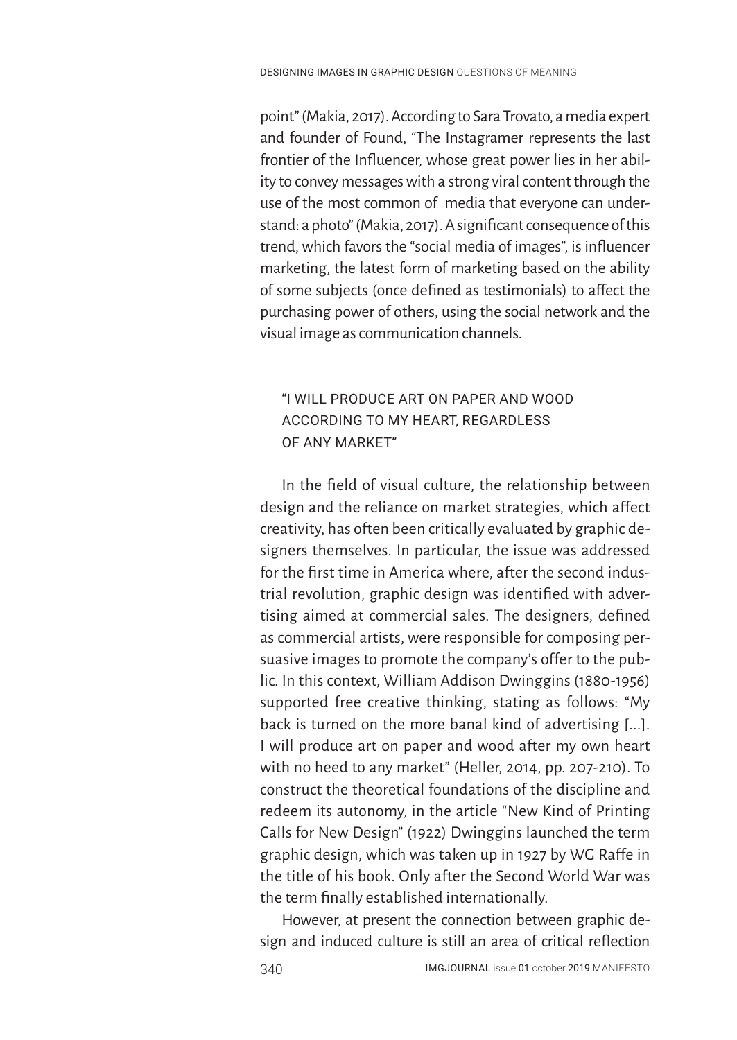point" (Makia, 2017). According to Sara Trovato, a media expert and founder of Found, "The Instagramer represents the last frontier of the Influencer, whose great power lies in her ability to convey messages with a strong viral content through the use of the most common of media that everyone can understand: a photo" (Makia, 2017). A significant consequence of this trend, which favors the "social media of images", is influencer marketing, the latest form of marketing based on the ability of some subjects (once defined as testimonials) to affect the purchasing power of others, using the social network and the visual image as communication channels.

## "I WILL PRODUCE ART ON PAPER AND WOOD ACCORDING TO MY HEART, REGARDLESS OF ANY MARKET"

In the field of visual culture, the relationship between design and the reliance on market strategies, which affect creativity, has often been critically evaluated by graphic designers themselves. In particular, the issue was addressed for the first time in America where, after the second industrial revolution, graphic design was identified with advertising aimed at commercial sales. The designers, defined as commercial artists, were responsible for composing persuasive images to promote the company's offer to the public. In this context, William Addison Dwinggins (1880-1956) supported free creative thinking, stating as follows: "My back is turned on the more banal kind of advertising [...]. I will produce art on paper and wood after my own heart with no heed to any market" (Heller, 2014, pp. 207-210). To construct the theoretical foundations of the discipline and redeem its autonomy, in the article "New Kind of Printing Calls for New Design" (1922) Dwinggins launched the term graphic design, which was taken up in 1927 by WG Raffe in the title of his book. Only after the Second World War was the term finally established internationally.

However, at present the connection between graphic design and induced culture is still an area of critical reflection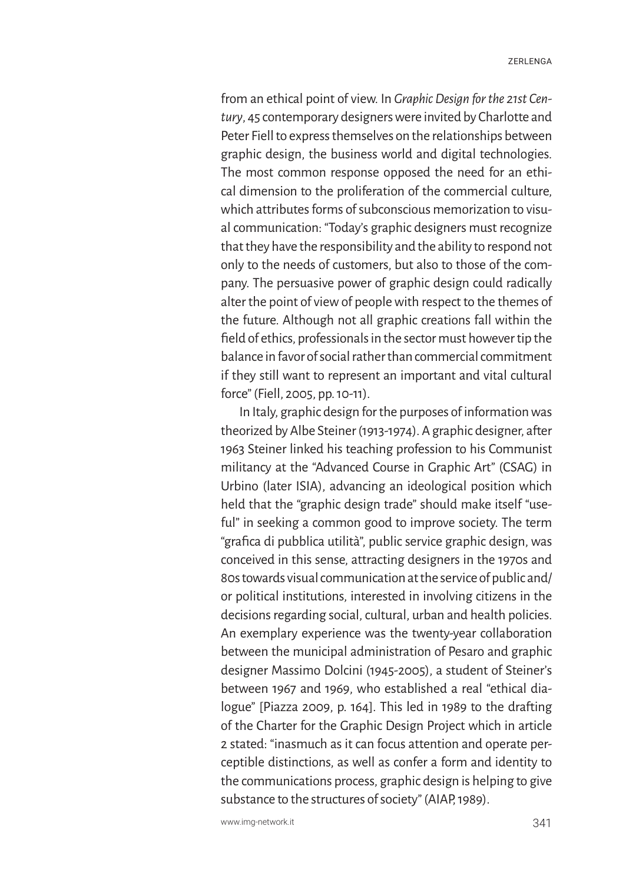from an ethical point of view. In *Graphic Design for the 21st Century*, 45 contemporary designers were invited by Charlotte and Peter Fiell to express themselves on the relationships between graphic design, the business world and digital technologies. The most common response opposed the need for an ethical dimension to the proliferation of the commercial culture, which attributes forms of subconscious memorization to visual communication: "Today's graphic designers must recognize that they have the responsibility and the ability to respond not only to the needs of customers, but also to those of the company. The persuasive power of graphic design could radically alter the point of view of people with respect to the themes of the future. Although not all graphic creations fall within the field of ethics, professionals in the sector must however tip the balance in favor of social rather than commercial commitment if they still want to represent an important and vital cultural force" (Fiell, 2005, pp. 10-11).

In Italy, graphic design for the purposes of information was theorized by Albe Steiner (1913-1974). A graphic designer, after 1963 Steiner linked his teaching profession to his Communist militancy at the "Advanced Course in Graphic Art" (CSAG) in Urbino (later ISIA), advancing an ideological position which held that the "graphic design trade" should make itself "useful" in seeking a common good to improve society. The term "grafica di pubblica utilità", public service graphic design, was conceived in this sense, attracting designers in the 1970s and 80s towards visual communication at the service of public and/or political institutions, interested in involving citizens in the decisions regarding social, cultural, urban and health policies. An exemplary experience was the twenty-year collaboration between the municipal administration of Pesaro and graphic designer Massimo Dolcini (1945-2005), a student of Steiner's between 1967 and 1969, who established a real "ethical dialogue" [Piazza 2009, p. 164]. This led in 1989 to the drafting of the Charter for the Graphic Design Project which in article 2 stated: "inasmuch as it can focus attention and operate perceptible distinctions, as well as confer a form and identity to the communications process, graphic design is helping to give substance to the structures of society" (AIAP, 1989).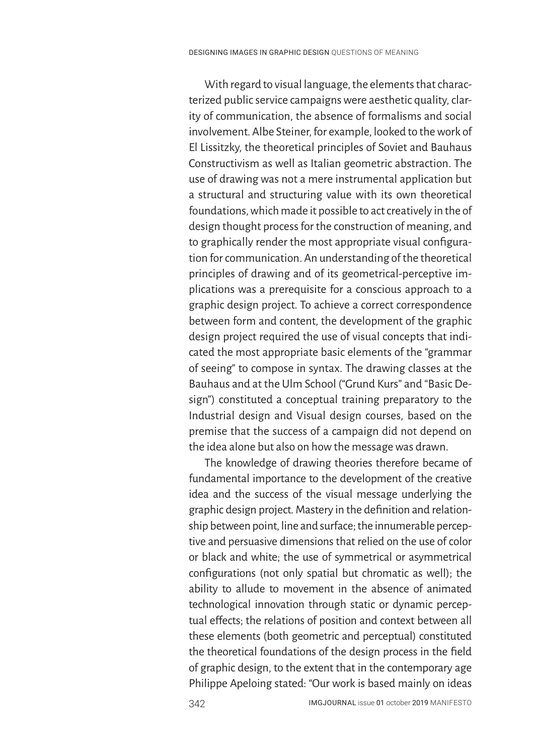With regard to visual language, the elements that characterized public service campaigns were aesthetic quality, clarity of communication, the absence of formalisms and social involvement. Albe Steiner, for example, looked to the work of El Lissitzky, the theoretical principles of Soviet and Bauhaus Constructivism as well as Italian geometric abstraction. The use of drawing was not a mere instrumental application but a structural and structuring value with its own theoretical foundations, which made it possible to act creatively in the of design thought process for the construction of meaning, and to graphically render the most appropriate visual configuration for communication. An understanding of the theoretical principles of drawing and of its geometrical-perceptive implications was a prerequisite for a conscious approach to a graphic design project. To achieve a correct correspondence between form and content, the development of the graphic design project required the use of visual concepts that indicated the most appropriate basic elements of the "grammar of seeing" to compose in syntax. The drawing classes at the Bauhaus and at the Ulm School ("Grund Kurs" and "Basic Design") constituted a conceptual training preparatory to the Industrial design and Visual design courses, based on the premise that the success of a campaign did not depend on the idea alone but also on how the message was drawn.

The knowledge of drawing theories therefore became of fundamental importance to the development of the creative idea and the success of the visual message underlying the graphic design project. Mastery in the definition and relationship between point, line and surface; the innumerable perceptive and persuasive dimensions that relied on the use of color or black and white; the use of symmetrical or asymmetrical configurations (not only spatial but chromatic as well); the ability to allude to movement in the absence of animated technological innovation through static or dynamic perceptual effects; the relations of position and context between all these elements (both geometric and perceptual) constituted the theoretical foundations of the design process in the field of graphic design, to the extent that in the contemporary age Philippe Apeloing stated: "Our work is based mainly on ideas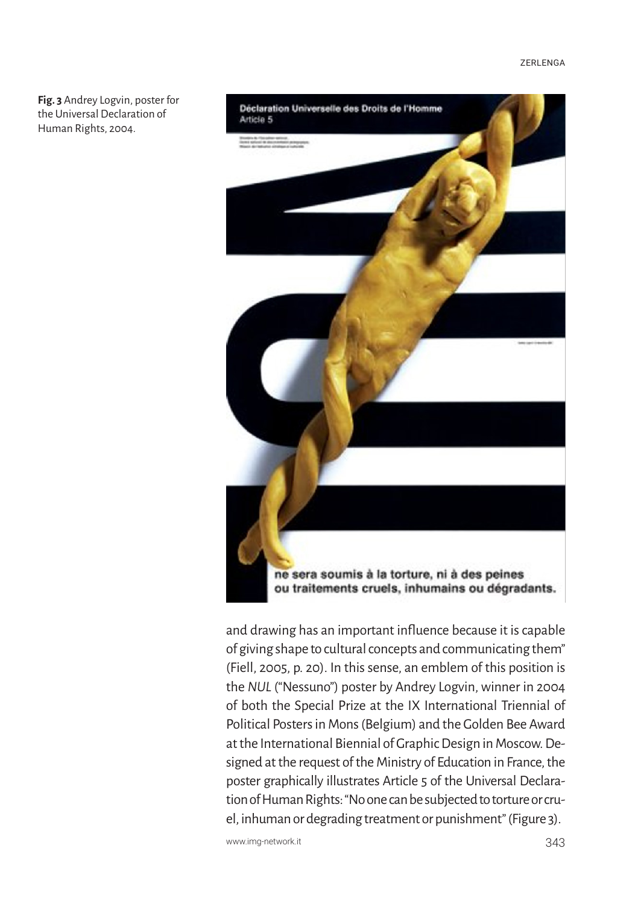**Fig. 3** Andrey Logvin, poster for the Universal Declaration of Human Rights, 2004.

and drawing has an important influence because it is capable of giving shape to cultural concepts and communicating them" (Fiell, 2005, p. 20). In this sense, an emblem of this position is the *NUL* ("Nessuno") poster by Andrey Logvin, winner in 2004 of both the Special Prize at the IX International Triennial of Political Posters in Mons (Belgium) and the Golden Bee Award at the International Biennial of Graphic Design in Moscow. Designed at the request of the Ministry of Education in France, the poster graphically illustrates Article 5 of the Universal Declaration of Human Rights: "No one can be subjected to torture or cruel, inhuman or degrading treatment or punishment" (Figure 3).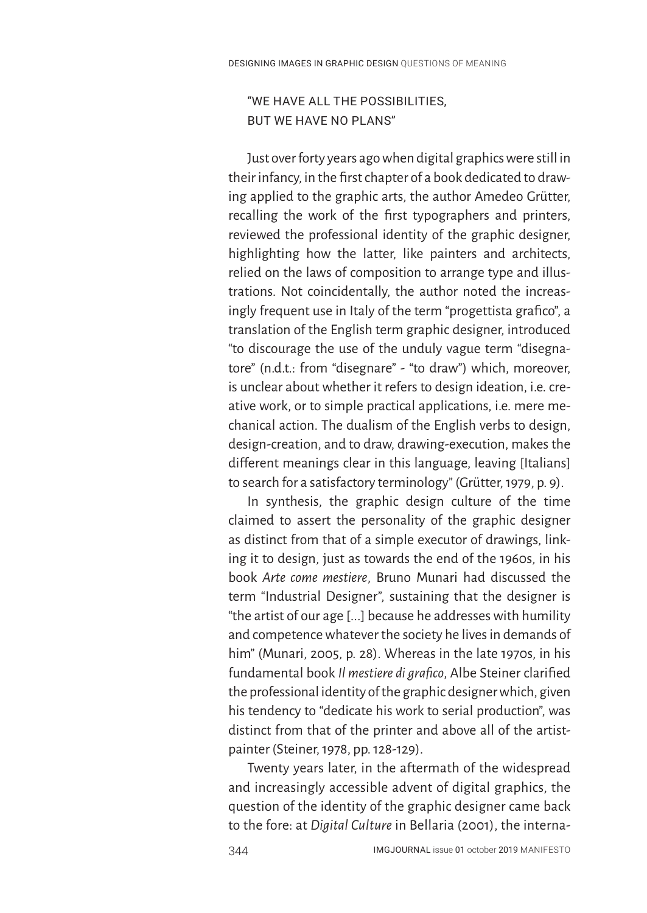## "WE HAVE ALL THE POSSIBILITIES, BUT WE HAVE NO PLANS"

Just over forty years ago when digital graphics were still in their infancy, in the first chapter of a book dedicated to drawing applied to the graphic arts, the author Amedeo Grütter, recalling the work of the first typographers and printers, reviewed the professional identity of the graphic designer, highlighting how the latter, like painters and architects, relied on the laws of composition to arrange type and illustrations. Not coincidentally, the author noted the increasingly frequent use in Italy of the term "progettista grafico", a translation of the English term graphic designer, introduced "to discourage the use of the unduly vague term "disegnatore" (n.d.t.: from "disegnare" - "to draw") which, moreover, is unclear about whether it refers to design ideation, i.e. creative work, or to simple practical applications, i.e. mere mechanical action. The dualism of the English verbs to design, design-creation, and to draw, drawing-execution, makes the different meanings clear in this language, leaving [Italians] to search for a satisfactory terminology" (Grütter, 1979, p. 9).

In synthesis, the graphic design culture of the time claimed to assert the personality of the graphic designer as distinct from that of a simple executor of drawings, linking it to design, just as towards the end of the 1960s, in his book *Arte come mestiere*, Bruno Munari had discussed the term "Industrial Designer", sustaining that the designer is "the artist of our age [...] because he addresses with humility and competence whatever the society he lives in demands of him" (Munari, 2005, p. 28). Whereas in the late 1970s, in his fundamental book *Il mestiere di grafico*, Albe Steiner clarified the professional identity of the graphic designer which, given his tendency to "dedicate his work to serial production", was distinct from that of the printer and above all of the artist-painter (Steiner, 1978, pp. 128-129).

Twenty years later, in the aftermath of the widespread and increasingly accessible advent of digital graphics, the question of the identity of the graphic designer came back to the fore: at *Digital Culture* in Bellaria (2001), the interna-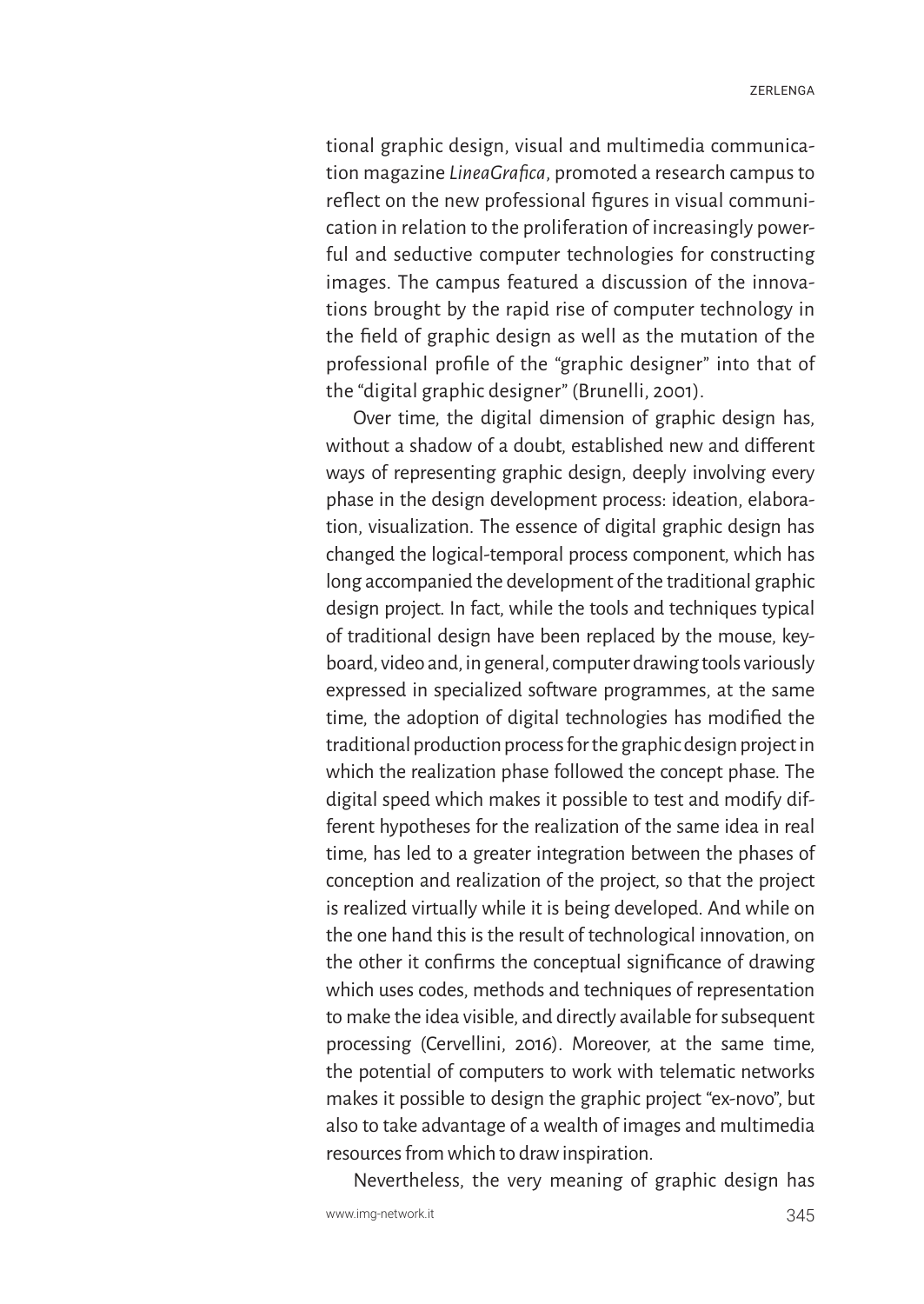tional graphic design, visual and multimedia communication magazine *LineaGrafica*, promoted a research campus to reflect on the new professional figures in visual communication in relation to the proliferation of increasingly powerful and seductive computer technologies for constructing images. The campus featured a discussion of the innovations brought by the rapid rise of computer technology in the field of graphic design as well as the mutation of the professional profile of the "graphic designer" into that of the "digital graphic designer" (Brunelli, 2001).

Over time, the digital dimension of graphic design has, without a shadow of a doubt, established new and different ways of representing graphic design, deeply involving every phase in the design development process: ideation, elaboration, visualization. The essence of digital graphic design has changed the logical-temporal process component, which has long accompanied the development of the traditional graphic design project. In fact, while the tools and techniques typical of traditional design have been replaced by the mouse, keyboard, video and, in general, computer drawing tools variously expressed in specialized software programmes, at the same time, the adoption of digital technologies has modified the traditional production process for the graphic design project in which the realization phase followed the concept phase. The digital speed which makes it possible to test and modify different hypotheses for the realization of the same idea in real time, has led to a greater integration between the phases of conception and realization of the project, so that the project is realized virtually while it is being developed. And while on the one hand this is the result of technological innovation, on the other it confirms the conceptual significance of drawing which uses codes, methods and techniques of representation to make the idea visible, and directly available for subsequent processing (Cervellini, 2016). Moreover, at the same time, the potential of computers to work with telematic networks makes it possible to design the graphic project "ex-novo", but also to take advantage of a wealth of images and multimedia resources from which to draw inspiration.

Nevertheless, the very meaning of graphic design has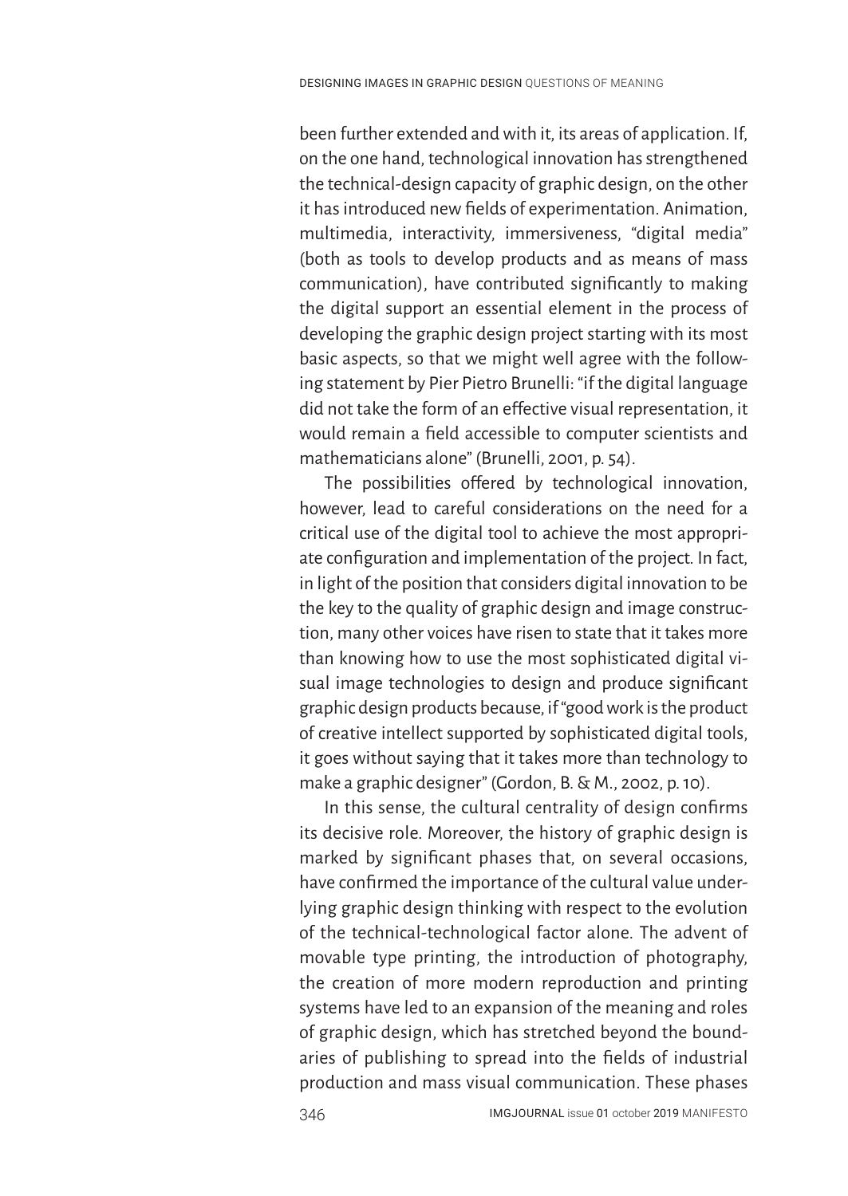been further extended and with it, its areas of application. If, on the one hand, technological innovation has strengthened the technical-design capacity of graphic design, on the other it has introduced new fields of experimentation. Animation, multimedia, interactivity, immersiveness, "digital media" (both as tools to develop products and as means of mass communication), have contributed significantly to making the digital support an essential element in the process of developing the graphic design project starting with its most basic aspects, so that we might well agree with the following statement by Pier Pietro Brunelli: "if the digital language did not take the form of an effective visual representation, it would remain a field accessible to computer scientists and mathematicians alone" (Brunelli, 2001, p. 54).

The possibilities offered by technological innovation, however, lead to careful considerations on the need for a critical use of the digital tool to achieve the most appropriate configuration and implementation of the project. In fact, in light of the position that considers digital innovation to be the key to the quality of graphic design and image construction, many other voices have risen to state that it takes more than knowing how to use the most sophisticated digital visual image technologies to design and produce significant graphic design products because, if "good work is the product of creative intellect supported by sophisticated digital tools, it goes without saying that it takes more than technology to make a graphic designer" (Gordon, B. & M., 2002, p. 10).

In this sense, the cultural centrality of design confirms its decisive role. Moreover, the history of graphic design is marked by significant phases that, on several occasions, have confirmed the importance of the cultural value underlying graphic design thinking with respect to the evolution of the technical-technological factor alone. The advent of movable type printing, the introduction of photography, the creation of more modern reproduction and printing systems have led to an expansion of the meaning and roles of graphic design, which has stretched beyond the boundaries of publishing to spread into the fields of industrial production and mass visual communication. These phases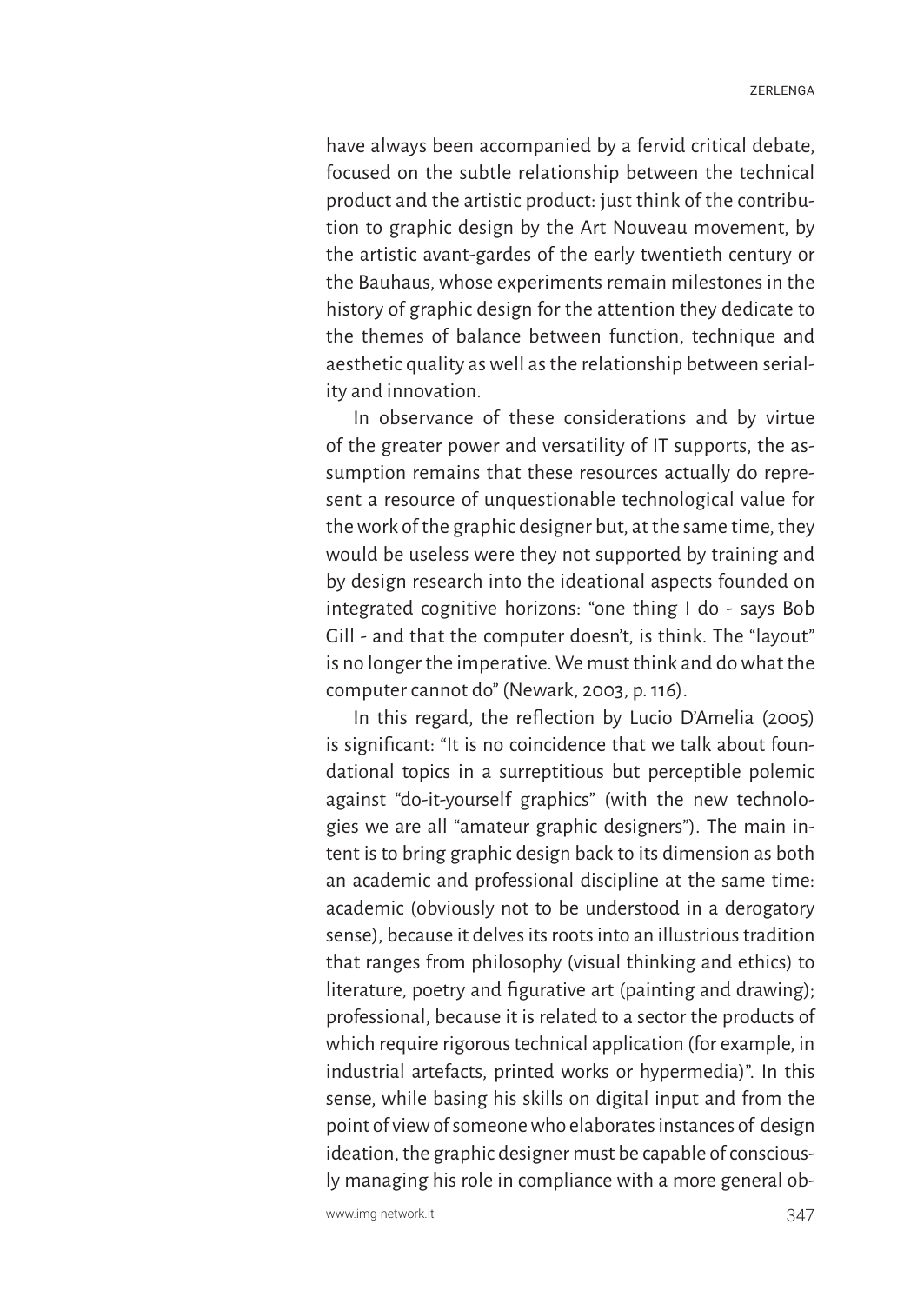have always been accompanied by a fervid critical debate, focused on the subtle relationship between the technical product and the artistic product: just think of the contribution to graphic design by the Art Nouveau movement, by the artistic avant-gardes of the early twentieth century or the Bauhaus, whose experiments remain milestones in the history of graphic design for the attention they dedicate to the themes of balance between function, technique and aesthetic quality as well as the relationship between seriality and innovation.

In observance of these considerations and by virtue of the greater power and versatility of IT supports, the assumption remains that these resources actually do represent a resource of unquestionable technological value for the work of the graphic designer but, at the same time, they would be useless were they not supported by training and by design research into the ideational aspects founded on integrated cognitive horizons: "one thing I do - says Bob Gill - and that the computer doesn't, is think. The "layout" is no longer the imperative. We must think and do what the computer cannot do" (Newark, 2003, p. 116).

In this regard, the reflection by Lucio D'Amelia (2005) is significant: "It is no coincidence that we talk about foundational topics in a surreptitious but perceptible polemic against "do-it-yourself graphics" (with the new technologies we are all "amateur graphic designers"). The main intent is to bring graphic design back to its dimension as both an academic and professional discipline at the same time: academic (obviously not to be understood in a derogatory sense), because it delves its roots into an illustrious tradition that ranges from philosophy (visual thinking and ethics) to literature, poetry and figurative art (painting and drawing); professional, because it is related to a sector the products of which require rigorous technical application (for example, in industrial artefacts, printed works or hypermedia)". In this sense, while basing his skills on digital input and from the point of view of someone who elaborates instances of design ideation, the graphic designer must be capable of consciously managing his role in compliance with a more general ob-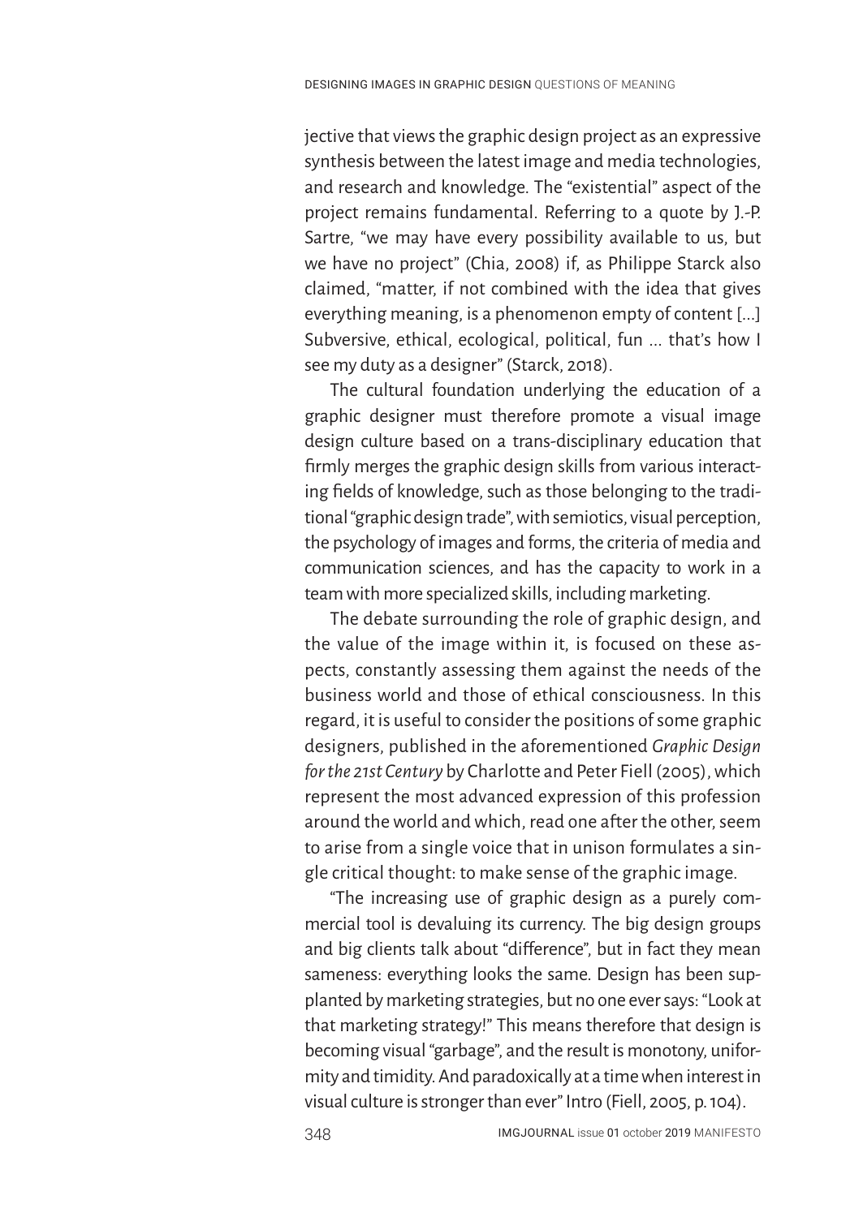jective that views the graphic design project as an expressive synthesis between the latest image and media technologies, and research and knowledge. The "existential" aspect of the project remains fundamental. Referring to a quote by J.-P. Sartre, "we may have every possibility available to us, but we have no project" (Chia, 2008) if, as Philippe Starck also claimed, "matter, if not combined with the idea that gives everything meaning, is a phenomenon empty of content [...] Subversive, ethical, ecological, political, fun ... that's how I see my duty as a designer" (Starck, 2018).

The cultural foundation underlying the education of a graphic designer must therefore promote a visual image design culture based on a trans-disciplinary education that firmly merges the graphic design skills from various interacting fields of knowledge, such as those belonging to the traditional "graphic design trade", with semiotics, visual perception, the psychology of images and forms, the criteria of media and communication sciences, and has the capacity to work in a team with more specialized skills, including marketing.

The debate surrounding the role of graphic design, and the value of the image within it, is focused on these aspects, constantly assessing them against the needs of the business world and those of ethical consciousness. In this regard, it is useful to consider the positions of some graphic designers, published in the aforementioned *Graphic Design for the 21st Century* by Charlotte and Peter Fiell (2005), which represent the most advanced expression of this profession around the world and which, read one after the other, seem to arise from a single voice that in unison formulates a single critical thought: to make sense of the graphic image.

"The increasing use of graphic design as a purely commercial tool is devaluing its currency. The big design groups and big clients talk about "difference", but in fact they mean sameness: everything looks the same. Design has been supplanted by marketing strategies, but no one ever says: "Look at that marketing strategy!" This means therefore that design is becoming visual "garbage", and the result is monotony, uniformity and timidity. And paradoxically at a time when interest in visual culture is stronger than ever" Intro (Fiell, 2005, p. 104).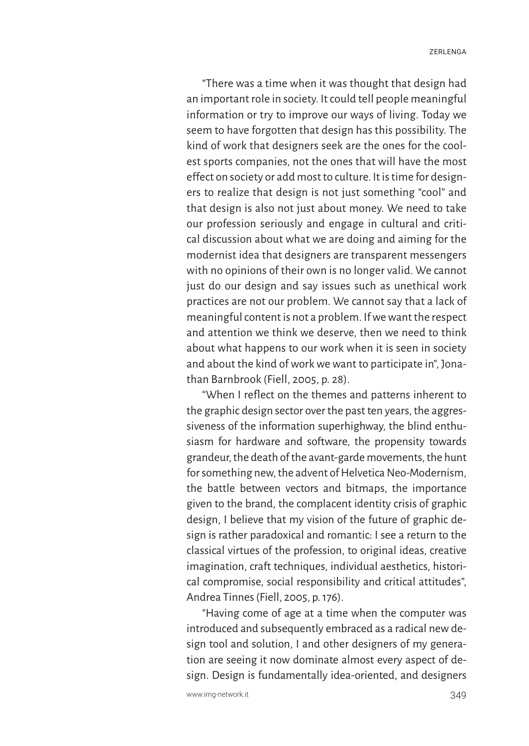"There was a time when it was thought that design had an important role in society. It could tell people meaningful information or try to improve our ways of living. Today we seem to have forgotten that design has this possibility. The kind of work that designers seek are the ones for the coolest sports companies, not the ones that will have the most effect on society or add most to culture. It is time for designers to realize that design is not just something "cool" and that design is also not just about money. We need to take our profession seriously and engage in cultural and critical discussion about what we are doing and aiming for the modernist idea that designers are transparent messengers with no opinions of their own is no longer valid. We cannot just do our design and say issues such as unethical work practices are not our problem. We cannot say that a lack of meaningful content is not a problem. If we want the respect and attention we think we deserve, then we need to think about what happens to our work when it is seen in society and about the kind of work we want to participate in", Jonathan Barnbrook (Fiell, 2005, p. 28).

"When I reflect on the themes and patterns inherent to the graphic design sector over the past ten years, the aggressiveness of the information superhighway, the blind enthusiasm for hardware and software, the propensity towards grandeur, the death of the avant-garde movements, the hunt for something new, the advent of Helvetica Neo-Modernism, the battle between vectors and bitmaps, the importance given to the brand, the complacent identity crisis of graphic design, I believe that my vision of the future of graphic design is rather paradoxical and romantic: I see a return to the classical virtues of the profession, to original ideas, creative imagination, craft techniques, individual aesthetics, historical compromise, social responsibility and critical attitudes", Andrea Tinnes (Fiell, 2005, p. 176).

"Having come of age at a time when the computer was introduced and subsequently embraced as a radical new design tool and solution, I and other designers of my generation are seeing it now dominate almost every aspect of design. Design is fundamentally idea-oriented, and designers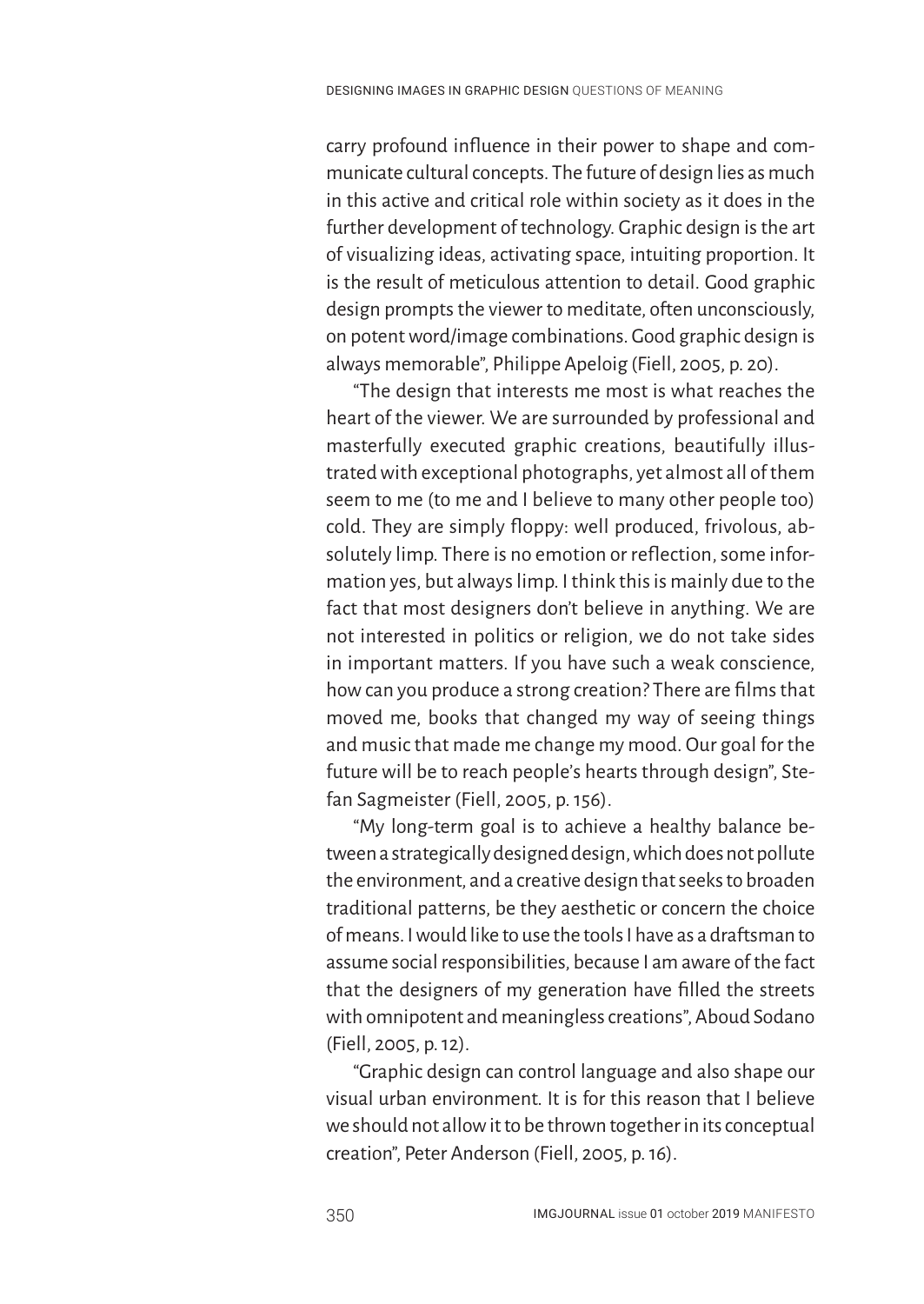carry profound influence in their power to shape and communicate cultural concepts. The future of design lies as much in this active and critical role within society as it does in the further development of technology. Graphic design is the art of visualizing ideas, activating space, intuiting proportion. It is the result of meticulous attention to detail. Good graphic design prompts the viewer to meditate, often unconsciously, on potent word/image combinations. Good graphic design is always memorable", Philippe Apeloig (Fiell, 2005, p. 20).

"The design that interests me most is what reaches the heart of the viewer. We are surrounded by professional and masterfully executed graphic creations, beautifully illustrated with exceptional photographs, yet almost all of them seem to me (to me and I believe to many other people too) cold. They are simply floppy: well produced, frivolous, absolutely limp. There is no emotion or reflection, some information yes, but always limp. I think this is mainly due to the fact that most designers don't believe in anything. We are not interested in politics or religion, we do not take sides in important matters. If you have such a weak conscience, how can you produce a strong creation? There are films that moved me, books that changed my way of seeing things and music that made me change my mood. Our goal for the future will be to reach people's hearts through design", Stefan Sagmeister (Fiell, 2005, p. 156).

"My long-term goal is to achieve a healthy balance between a strategically designed design, which does not pollute the environment, and a creative design that seeks to broaden traditional patterns, be they aesthetic or concern the choice of means. I would like to use the tools I have as a draftsman to assume social responsibilities, because I am aware of the fact that the designers of my generation have filled the streets with omnipotent and meaningless creations", Aboud Sodano (Fiell, 2005, p. 12).

"Graphic design can control language and also shape our visual urban environment. It is for this reason that I believe we should not allow it to be thrown together in its conceptual creation", Peter Anderson (Fiell, 2005, p. 16).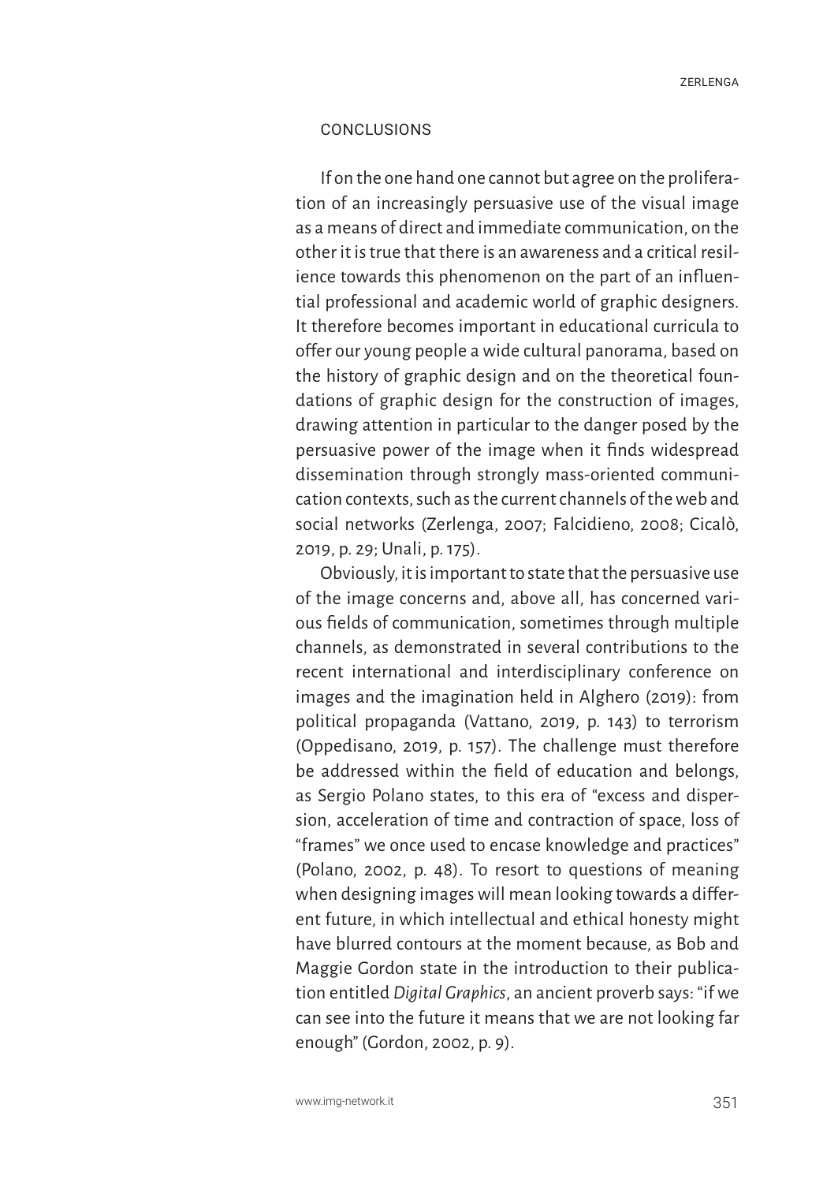## CONCLUSIONS

If on the one hand one cannot but agree on the proliferation of an increasingly persuasive use of the visual image as a means of direct and immediate communication, on the other it is true that there is an awareness and a critical resilience towards this phenomenon on the part of an influential professional and academic world of graphic designers. It therefore becomes important in educational curricula to offer our young people a wide cultural panorama, based on the history of graphic design and on the theoretical foundations of graphic design for the construction of images, drawing attention in particular to the danger posed by the persuasive power of the image when it finds widespread dissemination through strongly mass-oriented communication contexts, such as the current channels of the web and social networks (Zerlenga, 2007; Falcidieno, 2008; Cicalò, 2019, p. 29; Unali, p. 175).

Obviously, it is important to state that the persuasive use of the image concerns and, above all, has concerned various fields of communication, sometimes through multiple channels, as demonstrated in several contributions to the recent international and interdisciplinary conference on images and the imagination held in Alghero (2019): from political propaganda (Vattano, 2019, p. 143) to terrorism (Oppedisano, 2019, p. 157). The challenge must therefore be addressed within the field of education and belongs, as Sergio Polano states, to this era of "excess and dispersion, acceleration of time and contraction of space, loss of "frames" we once used to encase knowledge and practices" (Polano, 2002, p. 48). To resort to questions of meaning when designing images will mean looking towards a different future, in which intellectual and ethical honesty might have blurred contours at the moment because, as Bob and Maggie Gordon state in the introduction to their publication entitled *Digital Graphics*, an ancient proverb says: "if we can see into the future it means that we are not looking far enough" (Gordon, 2002, p. 9).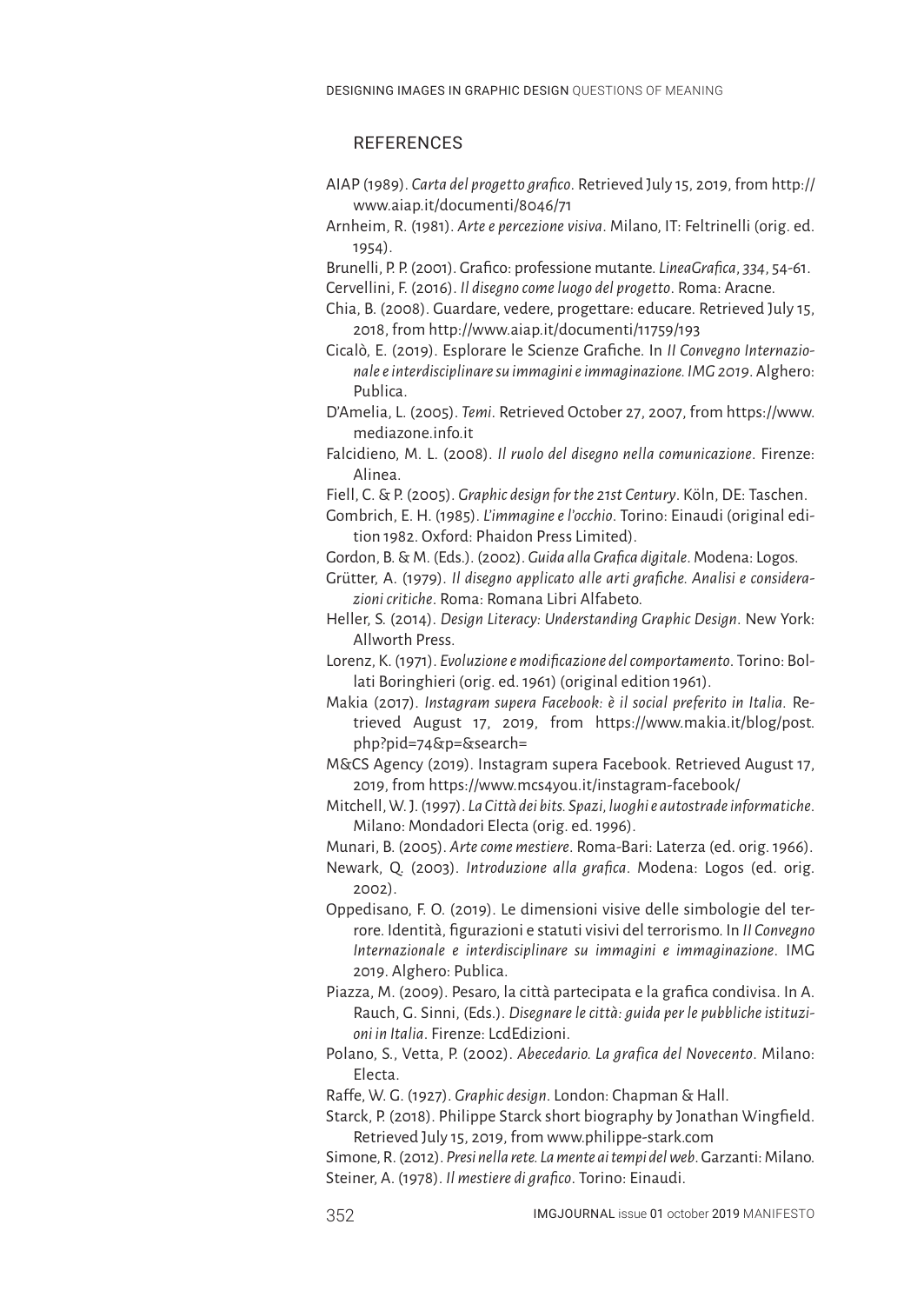## REFERENCES

AIAP (1989). *Carta del progetto grafico*. Retrieved July 15, 2019, from http://www.aiap.it/documenti/8046/71

Arnheim, R. (1981). *Arte e percezione visiva*. Milano, IT: Feltrinelli (orig. ed. 1954).

Brunelli, P. P. (2001). Grafico: professione mutante. *LineaGrafica*, *334*, 54-61.

Cervellini, F. (2016). *Il disegno come luogo del progetto*. Roma: Aracne.

Chia, B. (2008). Guardare, vedere, progettare: educare. Retrieved July 15, 2018, from http://www.aiap.it/documenti/11759/193

Cicalò, E. (2019). Esplorare le Scienze Grafiche. In *II Convegno Internazionale e interdisciplinare su immagini e immaginazione. IMG 2019*. Alghero: Publica.

D'Amelia, L. (2005). *Temi*. Retrieved October 27, 2007, from https://www.mediazone.info.it

Falcidieno, M. L. (2008). *Il ruolo del disegno nella comunicazione*. Firenze: Alinea.

Fiell, C. & P. (2005). *Graphic design for the 21st Century*. Köln, DE: Taschen.

Gombrich, E. H. (1985). *L'immagine e l'occhio*. Torino: Einaudi (original edition 1982. Oxford: Phaidon Press Limited).

Gordon, B. & M. (Eds.). (2002). *Guida alla Grafica digitale*. Modena: Logos.

Grütter, A. (1979). *Il disegno applicato alle arti grafiche. Analisi e considerazioni critiche*. Roma: Romana Libri Alfabeto.

Heller, S. (2014). *Design Literacy: Understanding Graphic Design*. New York: Allworth Press.

Lorenz, K. (1971). *Evoluzione e modificazione del comportamento*. Torino: Bollati Boringhieri (orig. ed. 1961) (original edition 1961).

Makia (2017). *Instagram supera Facebook: è il social preferito in Italia*. Retrieved August 17, 2019, from https://www.makia.it/blog/post.php?pid=74&p=&search=

M&CS Agency (2019). Instagram supera Facebook. Retrieved August 17, 2019, from https://www.mcs4you.it/instagram-facebook/

Mitchell, W. J. (1997). *La Città dei bits. Spazi, luoghi e autostrade informatiche*. Milano: Mondadori Electa (orig. ed. 1996).

Munari, B. (2005). *Arte come mestiere*. Roma-Bari: Laterza (ed. orig. 1966).

Newark, Q. (2003). *Introduzione alla grafica*. Modena: Logos (ed. orig. 2002).

Oppedisano, F. O. (2019). Le dimensioni visive delle simbologie del terrore. Identità, figurazioni e statuti visivi del terrorismo. In *II Convegno Internazionale e interdisciplinare su immagini e immaginazione*. IMG 2019. Alghero: Publica.

Piazza, M. (2009). Pesaro, la città partecipata e la grafica condivisa. In A. Rauch, G. Sinni, (Eds.). *Disegnare le città: guida per le pubbliche istituzioni in Italia*. Firenze: LcdEdizioni.

Polano, S., Vetta, P. (2002). *Abecedario. La grafica del Novecento*. Milano: Electa.

Raffe, W. G. (1927). *Graphic design*. London: Chapman & Hall.

Starck, P. (2018). Philippe Starck short biography by Jonathan Wingfield. Retrieved July 15, 2019, from www.philippe-stark.com

Simone, R. (2012). *Presi nella rete. La mente ai tempi del web*. Garzanti: Milano.

Steiner, A. (1978). *Il mestiere di grafico*. Torino: Einaudi.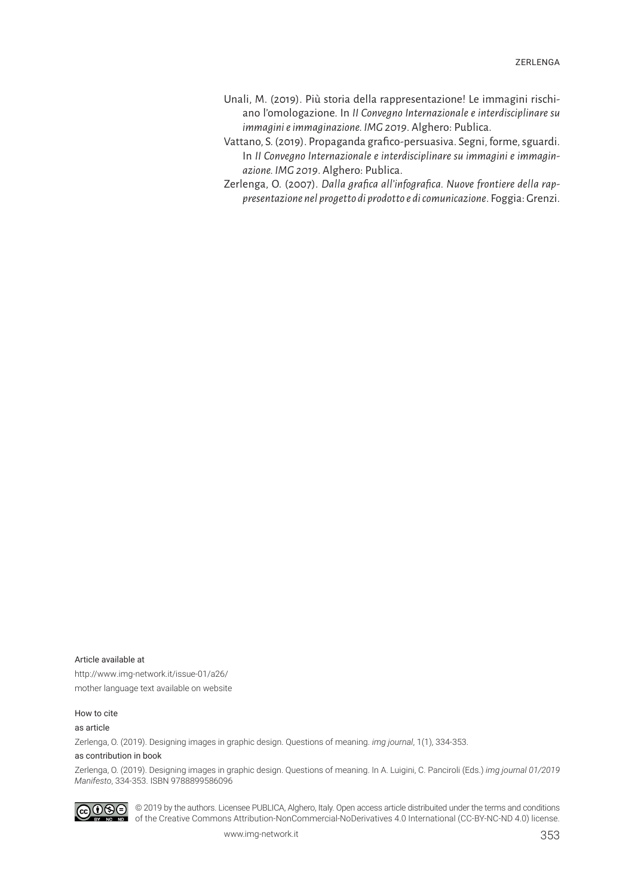Unali, M. (2019). Più storia della rappresentazione! Le immagini rischiano l'omologazione. In *II Convegno Internazionale e interdisciplinare su immagini e immaginazione. IMG 2019*. Alghero: Publica.

Vattano, S. (2019). Propaganda grafico-persuasiva. Segni, forme, sguardi. In *II Convegno Internazionale e interdisciplinare su immagini e immaginazione. IMG 2019*. Alghero: Publica.

Zerlenga, O. (2007). *Dalla grafica all'infografica. Nuove frontiere della rappresentazione nel progetto di prodotto e di comunicazione*. Foggia: Grenzi.

Article available at

http://www.img-network.it/issue-01/a26/

mother language text available on website

How to cite

as article

Zerlenga, O. (2019). Designing images in graphic design. Questions of meaning. *img journal*, 1(1), 334-353.

as contribution in book

Zerlenga, O. (2019). Designing images in graphic design. Questions of meaning. In A. Luigini, C. Panciroli (Eds.) *img journal 01/2019 Manifesto*, 334-353. ISBN 9788899586096

© 2019 by the authors. Licensee PUBLICA, Alghero, Italy. Open access article distribuited under the terms and conditions of the Creative Commons Attribution-NonCommercial-NoDerivatives 4.0 International (CC-BY-NC-ND 4.0) license.

www.img-network.it